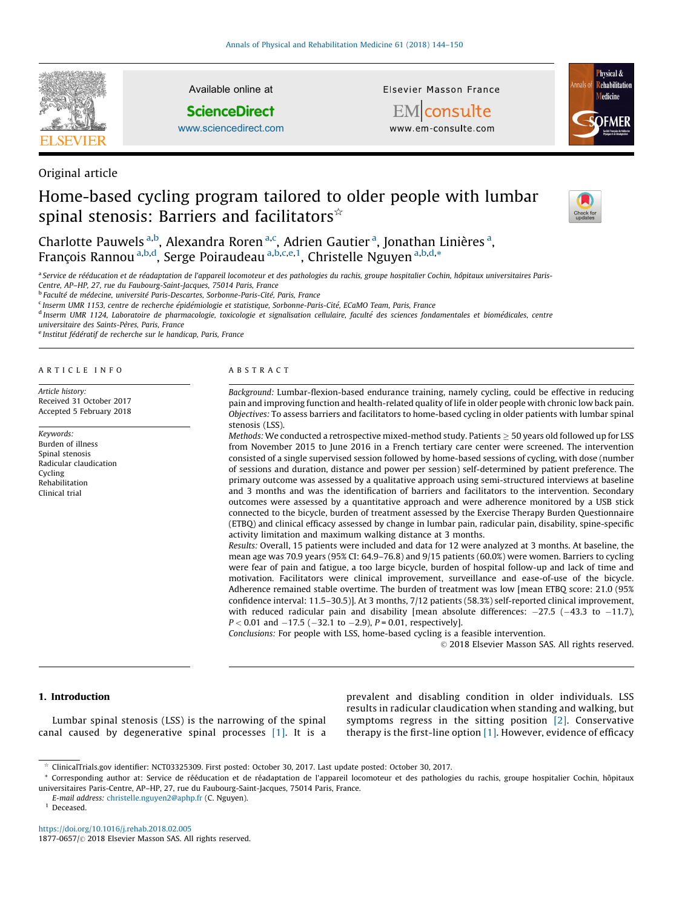Original article

# Home-based cycling program tailored to older people with lumbar spinal stenosis: Barriers and facilitators[☆]

Charlotte Pauwels[a,b], Alexandra Roren[a,c], Adrien Gautier[a], Jonathan Linières[a], François Rannou[a,b,d], Serge Poiraudeau[a,b,c,e,1], Christelle Nguyen[a,b,d,*]

[a] Service de rééducation et de réadaptation de l'appareil locomoteur et des pathologies du rachis, groupe hospitalier Cochin, hôpitaux universitaires Paris-Centre, AP–HP, 27, rue du Faubourg-Saint-Jacques, 75014 Paris, France

[b] Faculté de médecine, université Paris-Descartes, Sorbonne-Paris-Cité, Paris, France

[c] Inserm UMR 1153, centre de recherche épidémiologie et statistique, Sorbonne-Paris-Cité, ECaMO Team, Paris, France

[d] Inserm UMR 1124, Laboratoire de pharmacologie, toxicologie et signalisation cellulaire, faculté des sciences fondamentales et biomédicales, centre universitaire des Saints-Pères, Paris, France

[e] Institut fédératif de recherche sur le handicap, Paris, France

## ARTICLE INFO

*Article history:*
Received 31 October 2017
Accepted 5 February 2018

*Keywords:*
Burden of illness
Spinal stenosis
Radicular claudication
Cycling
Rehabilitation
Clinical trial

## ABSTRACT

*Background:* Lumbar-flexion-based endurance training, namely cycling, could be effective in reducing pain and improving function and health-related quality of life in older people with chronic low back pain.

*Objectives:* To assess barriers and facilitators to home-based cycling in older patients with lumbar spinal stenosis (LSS).

*Methods:* We conducted a retrospective mixed-method study. Patients ≥ 50 years old followed up for LSS from November 2015 to June 2016 in a French tertiary care center were screened. The intervention consisted of a single supervised session followed by home-based sessions of cycling, with dose (number of sessions and duration, distance and power per session) self-determined by patient preference. The primary outcome was assessed by a qualitative approach using semi-structured interviews at baseline and 3 months and was the identification of barriers and facilitators to the intervention. Secondary outcomes were assessed by a quantitative approach and were adherence monitored by a USB stick connected to the bicycle, burden of treatment assessed by the Exercise Therapy Burden Questionnaire (ETBQ) and clinical efficacy assessed by change in lumbar pain, radicular pain, disability, spine-specific activity limitation and maximum walking distance at 3 months.

*Results:* Overall, 15 patients were included and data for 12 were analyzed at 3 months. At baseline, the mean age was 70.9 years (95% CI: 64.9–76.8) and 9/15 patients (60.0%) were women. Barriers to cycling were fear of pain and fatigue, a too large bicycle, burden of hospital follow-up and lack of time and motivation. Facilitators were clinical improvement, surveillance and ease-of-use of the bicycle. Adherence remained stable overtime. The burden of treatment was low [mean ETBQ score: 21.0 (95% confidence interval: 11.5–30.5)]. At 3 months, 7/12 patients (58.3%) self-reported clinical improvement, with reduced radicular pain and disability [mean absolute differences: −27.5 (−43.3 to −11.7), $P < 0.01$ and −17.5 (−32.1 to −2.9), $P = 0.01$, respectively].

*Conclusions:* For people with LSS, home-based cycling is a feasible intervention.

© 2018 Elsevier Masson SAS. All rights reserved.

## 1. Introduction

Lumbar spinal stenosis (LSS) is the narrowing of the spinal canal caused by degenerative spinal processes [1]. It is a prevalent and disabling condition in older individuals. LSS results in radicular claudication when standing and walking, but symptoms regress in the sitting position [2]. Conservative therapy is the first-line option [1]. However, evidence of efficacy

---

[☆] ClinicalTrials.gov identifier: NCT03325309. First posted: October 30, 2017. Last update posted: October 30, 2017.

[*] Corresponding author at: Service de rééducation et de réadaptation de l'appareil locomoteur et des pathologies du rachis, groupe hospitalier Cochin, hôpitaux universitaires Paris-Centre, AP–HP, 27, rue du Faubourg-Saint-Jacques, 75014 Paris, France.

*E-mail address:* christelle.nguyen2@aphp.fr (C. Nguyen).

[1] Deceased.

https://doi.org/10.1016/j.rehab.2018.02.005
1877-0657/© 2018 Elsevier Masson SAS. All rights reserved.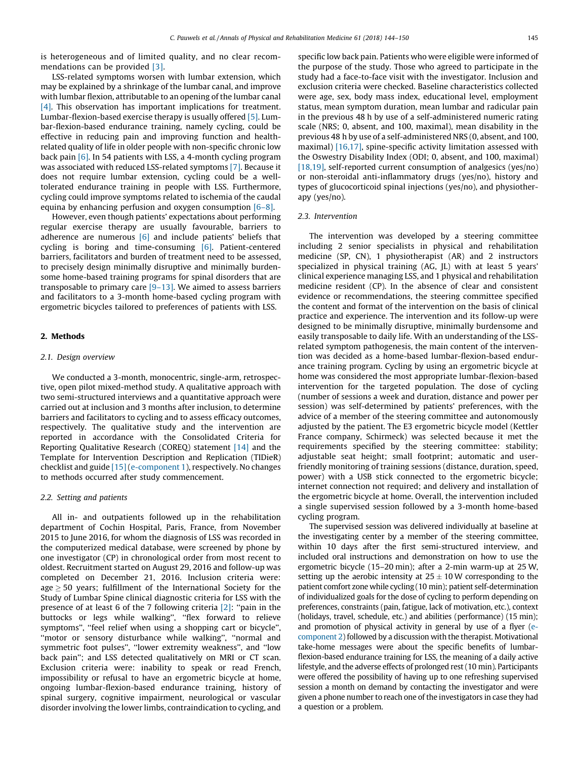is heterogeneous and of limited quality, and no clear recommendations can be provided [3].

LSS-related symptoms worsen with lumbar extension, which may be explained by a shrinkage of the lumbar canal, and improve with lumbar flexion, attributable to an opening of the lumbar canal [4]. This observation has important implications for treatment. Lumbar-flexion-based exercise therapy is usually offered [5]. Lumbar-flexion-based endurance training, namely cycling, could be effective in reducing pain and improving function and health-related quality of life in older people with non-specific chronic low back pain [6]. In 54 patients with LSS, a 4-month cycling program was associated with reduced LSS-related symptoms [7]. Because it does not require lumbar extension, cycling could be a well-tolerated endurance training in people with LSS. Furthermore, cycling could improve symptoms related to ischemia of the caudal equina by enhancing perfusion and oxygen consumption [6–8].

However, even though patients' expectations about performing regular exercise therapy are usually favourable, barriers to adherence are numerous [6] and include patients' beliefs that cycling is boring and time-consuming [6]. Patient-centered barriers, facilitators and burden of treatment need to be assessed, to precisely design minimally disruptive and minimally burdensome home-based training programs for spinal disorders that are transposable to primary care [9–13]. We aimed to assess barriers and facilitators to a 3-month home-based cycling program with ergometric bicycles tailored to preferences of patients with LSS.

## 2. Methods

### 2.1. Design overview

We conducted a 3-month, monocentric, single-arm, retrospective, open pilot mixed-method study. A qualitative approach with two semi-structured interviews and a quantitative approach were carried out at inclusion and 3 months after inclusion, to determine barriers and facilitators to cycling and to assess efficacy outcomes, respectively. The qualitative study and the intervention are reported in accordance with the Consolidated Criteria for Reporting Qualitative Research (COREQ) statement [14] and the Template for Intervention Description and Replication (TIDieR) checklist and guide [15] (e-component 1), respectively. No changes to methods occurred after study commencement.

### 2.2. Setting and patients

All in- and outpatients followed up in the rehabilitation department of Cochin Hospital, Paris, France, from November 2015 to June 2016, for whom the diagnosis of LSS was recorded in the computerized medical database, were screened by phone by one investigator (CP) in chronological order from most recent to oldest. Recruitment started on August 29, 2016 and follow-up was completed on December 21, 2016. Inclusion criteria were: age $\geq$ 50 years; fulfillment of the International Society for the Study of Lumbar Spine clinical diagnostic criteria for LSS with the presence of at least 6 of the 7 following criteria [2]: "pain in the buttocks or legs while walking", "flex forward to relieve symptoms", "feel relief when using a shopping cart or bicycle", "motor or sensory disturbance while walking", "normal and symmetric foot pulses", "lower extremity weakness", and "low back pain"; and LSS detected qualitatively on MRI or CT scan. Exclusion criteria were: inability to speak or read French, impossibility or refusal to have an ergometric bicycle at home, ongoing lumbar-flexion-based endurance training, history of spinal surgery, cognitive impairment, neurological or vascular disorder involving the lower limbs, contraindication to cycling, and specific low back pain. Patients who were eligible were informed of the purpose of the study. Those who agreed to participate in the study had a face-to-face visit with the investigator. Inclusion and exclusion criteria were checked. Baseline characteristics collected were age, sex, body mass index, educational level, employment status, mean symptom duration, mean lumbar and radicular pain in the previous 48 h by use of a self-administered numeric rating scale (NRS; 0, absent, and 100, maximal), mean disability in the previous 48 h by use of a self-administered NRS (0, absent, and 100, maximal) [16,17], spine-specific activity limitation assessed with the Oswestry Disability Index (ODI; 0, absent, and 100, maximal) [18,19], self-reported current consumption of analgesics (yes/no) or non-steroidal anti-inflammatory drugs (yes/no), history and types of glucocorticoid spinal injections (yes/no), and physiotherapy (yes/no).

### 2.3. Intervention

The intervention was developed by a steering committee including 2 senior specialists in physical and rehabilitation medicine (SP, CN), 1 physiotherapist (AR) and 2 instructors specialized in physical training (AG, JL) with at least 5 years' clinical experience managing LSS, and 1 physical and rehabilitation medicine resident (CP). In the absence of clear and consistent evidence or recommendations, the steering committee specified the content and format of the intervention on the basis of clinical practice and experience. The intervention and its follow-up were designed to be minimally disruptive, minimally burdensome and easily transposable to daily life. With an understanding of the LSS-related symptom pathogenesis, the main content of the intervention was decided as a home-based lumbar-flexion-based endurance training program. Cycling by using an ergometric bicycle at home was considered the most appropriate lumbar-flexion-based intervention for the targeted population. The dose of cycling (number of sessions a week and duration, distance and power per session) was self-determined by patients' preferences, with the advice of a member of the steering committee and autonomously adjusted by the patient. The E3 ergometric bicycle model (Kettler France company, Schirmeck) was selected because it met the requirements specified by the steering committee: stability; adjustable seat height; small footprint; automatic and user-friendly monitoring of training sessions (distance, duration, speed, power) with a USB stick connected to the ergometric bicycle; internet connection not required; and delivery and installation of the ergometric bicycle at home. Overall, the intervention included a single supervised session followed by a 3-month home-based cycling program.

The supervised session was delivered individually at baseline at the investigating center by a member of the steering committee, within 10 days after the first semi-structured interview, and included oral instructions and demonstration on how to use the ergometric bicycle (15–20 min); after a 2-min warm-up at 25 W, setting up the aerobic intensity at $25 \pm 10$ W corresponding to the patient comfort zone while cycling (10 min); patient self-determination of individualized goals for the dose of cycling to perform depending on preferences, constraints (pain, fatigue, lack of motivation, etc.), context (holidays, travel, schedule, etc.) and abilities (performance) (15 min); and promotion of physical activity in general by use of a flyer (e-component 2) followed by a discussion with the therapist. Motivational take-home messages were about the specific benefits of lumbar-flexion-based endurance training for LSS, the meaning of a daily active lifestyle, and the adverse effects of prolonged rest (10 min). Participants were offered the possibility of having up to one refreshing supervised session a month on demand by contacting the investigator and were given a phone number to reach one of the investigators in case they had a question or a problem.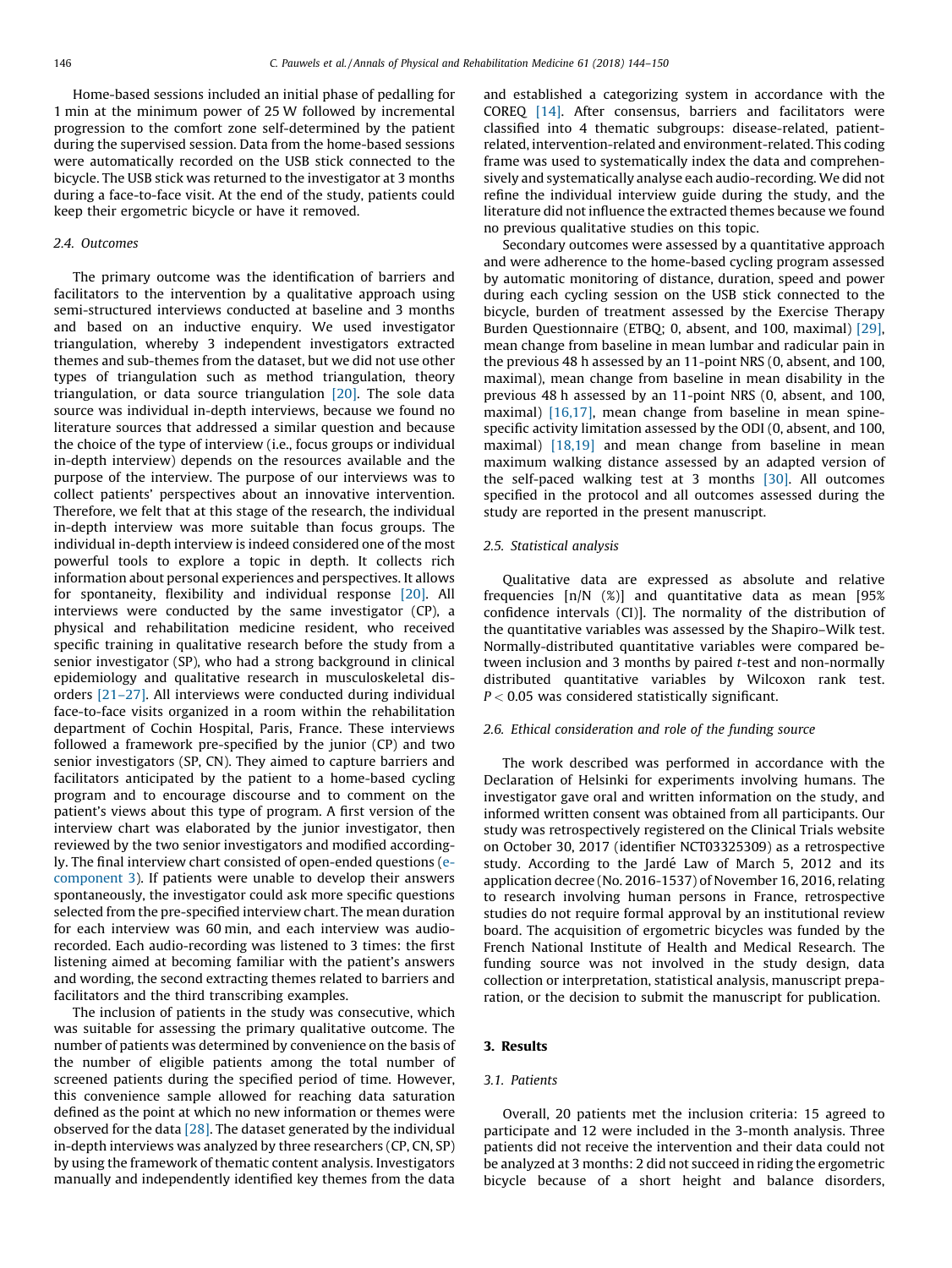Home-based sessions included an initial phase of pedalling for 1 min at the minimum power of 25 W followed by incremental progression to the comfort zone self-determined by the patient during the supervised session. Data from the home-based sessions were automatically recorded on the USB stick connected to the bicycle. The USB stick was returned to the investigator at 3 months during a face-to-face visit. At the end of the study, patients could keep their ergometric bicycle or have it removed.

### 2.4. Outcomes

The primary outcome was the identification of barriers and facilitators to the intervention by a qualitative approach using semi-structured interviews conducted at baseline and 3 months and based on an inductive enquiry. We used investigator triangulation, whereby 3 independent investigators extracted themes and sub-themes from the dataset, but we did not use other types of triangulation such as method triangulation, theory triangulation, or data source triangulation [20]. The sole data source was individual in-depth interviews, because we found no literature sources that addressed a similar question and because the choice of the type of interview (i.e., focus groups or individual in-depth interview) depends on the resources available and the purpose of the interview. The purpose of our interviews was to collect patients' perspectives about an innovative intervention. Therefore, we felt that at this stage of the research, the individual in-depth interview was more suitable than focus groups. The individual in-depth interview is indeed considered one of the most powerful tools to explore a topic in depth. It collects rich information about personal experiences and perspectives. It allows for spontaneity, flexibility and individual response [20]. All interviews were conducted by the same investigator (CP), a physical and rehabilitation medicine resident, who received specific training in qualitative research before the study from a senior investigator (SP), who had a strong background in clinical epidemiology and qualitative research in musculoskeletal disorders [21–27]. All interviews were conducted during individual face-to-face visits organized in a room within the rehabilitation department of Cochin Hospital, Paris, France. These interviews followed a framework pre-specified by the junior (CP) and two senior investigators (SP, CN). They aimed to capture barriers and facilitators anticipated by the patient to a home-based cycling program and to encourage discourse and to comment on the patient's views about this type of program. A first version of the interview chart was elaborated by the junior investigator, then reviewed by the two senior investigators and modified accordingly. The final interview chart consisted of open-ended questions (e-component 3). If patients were unable to develop their answers spontaneously, the investigator could ask more specific questions selected from the pre-specified interview chart. The mean duration for each interview was 60 min, and each interview was audio-recorded. Each audio-recording was listened to 3 times: the first listening aimed at becoming familiar with the patient's answers and wording, the second extracting themes related to barriers and facilitators and the third transcribing examples.

The inclusion of patients in the study was consecutive, which was suitable for assessing the primary qualitative outcome. The number of patients was determined by convenience on the basis of the number of eligible patients among the total number of screened patients during the specified period of time. However, this convenience sample allowed for reaching data saturation defined as the point at which no new information or themes were observed for the data [28]. The dataset generated by the individual in-depth interviews was analyzed by three researchers (CP, CN, SP) by using the framework of thematic content analysis. Investigators manually and independently identified key themes from the data and established a categorizing system in accordance with the COREQ [14]. After consensus, barriers and facilitators were classified into 4 thematic subgroups: disease-related, patient-related, intervention-related and environment-related. This coding frame was used to systematically index the data and comprehensively and systematically analyse each audio-recording. We did not refine the individual interview guide during the study, and the literature did not influence the extracted themes because we found no previous qualitative studies on this topic.

Secondary outcomes were assessed by a quantitative approach and were adherence to the home-based cycling program assessed by automatic monitoring of distance, duration, speed and power during each cycling session on the USB stick connected to the bicycle, burden of treatment assessed by the Exercise Therapy Burden Questionnaire (ETBQ; 0, absent, and 100, maximal) [29], mean change from baseline in mean lumbar and radicular pain in the previous 48 h assessed by an 11-point NRS (0, absent, and 100, maximal), mean change from baseline in mean disability in the previous 48 h assessed by an 11-point NRS (0, absent, and 100, maximal) [16,17], mean change from baseline in mean spine-specific activity limitation assessed by the ODI (0, absent, and 100, maximal) [18,19] and mean change from baseline in mean maximum walking distance assessed by an adapted version of the self-paced walking test at 3 months [30]. All outcomes specified in the protocol and all outcomes assessed during the study are reported in the present manuscript.

### 2.5. Statistical analysis

Qualitative data are expressed as absolute and relative frequencies [n/N (%)] and quantitative data as mean [95% confidence intervals (CI)]. The normality of the distribution of the quantitative variables was assessed by the Shapiro–Wilk test. Normally-distributed quantitative variables were compared between inclusion and 3 months by paired *t*-test and non-normally distributed quantitative variables by Wilcoxon rank test. $P < 0.05$ was considered statistically significant.

### 2.6. Ethical consideration and role of the funding source

The work described was performed in accordance with the Declaration of Helsinki for experiments involving humans. The investigator gave oral and written information on the study, and informed written consent was obtained from all participants. Our study was retrospectively registered on the Clinical Trials website on October 30, 2017 (identifier NCT03325309) as a retrospective study. According to the Jardé Law of March 5, 2012 and its application decree (No. 2016-1537) of November 16, 2016, relating to research involving human persons in France, retrospective studies do not require formal approval by an institutional review board. The acquisition of ergometric bicycles was funded by the French National Institute of Health and Medical Research. The funding source was not involved in the study design, data collection or interpretation, statistical analysis, manuscript preparation, or the decision to submit the manuscript for publication.

## 3. Results

### 3.1. Patients

Overall, 20 patients met the inclusion criteria: 15 agreed to participate and 12 were included in the 3-month analysis. Three patients did not receive the intervention and their data could not be analyzed at 3 months: 2 did not succeed in riding the ergometric bicycle because of a short height and balance disorders,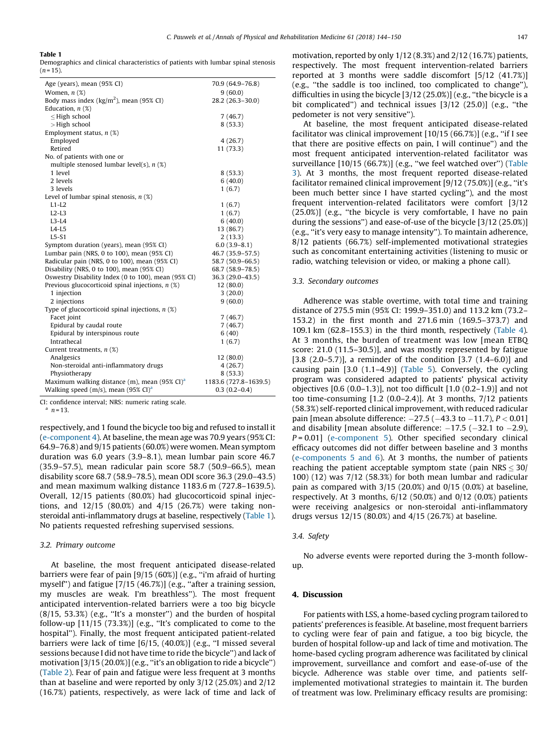**Table 1**
Demographics and clinical characteristics of patients with lumbar spinal stenosis (n = 15).

| | |
|---|---|
| Age (years), mean (95% CI) | 70.9 (64.9–76.8) |
| Women, n (%) | 9 (60.0) |
| Body mass index (kg/m$^2$), mean (95% CI) | 28.2 (26.3–30.0) |
| Education, n (%) | |
| ≤ High school | 7 (46.7) |
| > High school | 8 (53.3) |
| Employment status, n (%) | |
| Employed | 4 (26.7) |
| Retired | 11 (73.3) |
| No. of patients with one or multiple stenosed lumbar level(s), n (%) | |
| 1 level | 8 (53.3) |
| 2 levels | 6 (40.0) |
| 3 levels | 1 (6.7) |
| Level of lumbar spinal stenosis, n (%) | |
| L1-L2 | 1 (6.7) |
| L2-L3 | 1 (6.7) |
| L3-L4 | 6 (40.0) |
| L4-L5 | 13 (86.7) |
| L5-S1 | 2 (13.3) |
| Symptom duration (years), mean (95% CI) | 6.0 (3.9–8.1) |
| Lumbar pain (NRS, 0 to 100), mean (95% CI) | 46.7 (35.9–57.5) |
| Radicular pain (NRS, 0 to 100), mean (95% CI) | 58.7 (50.9–66.5) |
| Disability (NRS, 0 to 100), mean (95% CI) | 68.7 (58.9–78.5) |
| Oswestry Disability Index (0 to 100), mean (95% CI) | 36.3 (29.0–43.5) |
| Previous glucocorticoid spinal injections, n (%) | 12 (80.0) |
| 1 injection | 3 (20.0) |
| 2 injections | 9 (60.0) |
| Type of glucocorticoid spinal injections, n (%) | |
| Facet joint | 7 (46.7) |
| Epidural by caudal route | 7 (46.7) |
| Epidural by interspinous route | 6 (40) |
| Intrathecal | 1 (6.7) |
| Current treatments, n (%) | |
| Analgesics | 12 (80.0) |
| Non-steroidal anti-inflammatory drugs | 4 (26.7) |
| Physiotherapy | 8 (53.3) |
| Maximum walking distance (m), mean (95% CI)[a] | 1183.6 (727.8–1639.5) |
| Walking speed (m/s), mean (95% CI)[a] | 0.3 (0.2–0.4) |

CI: confidence interval; NRS: numeric rating scale.
[a] n = 13.

respectively, and 1 found the bicycle too big and refused to install it (e-component 4). At baseline, the mean age was 70.9 years (95% CI: 64.9–76.8) and 9/15 patients (60.0%) were women. Mean symptom duration was 6.0 years (3.9–8.1), mean lumbar pain score 46.7 (35.9–57.5), mean radicular pain score 58.7 (50.9–66.5), mean disability score 68.7 (58.9–78.5), mean ODI score 36.3 (29.0–43.5) and mean maximum walking distance 1183.6 m (727.8–1639.5). Overall, 12/15 patients (80.0%) had glucocorticoid spinal injections, and 12/15 (80.0%) and 4/15 (26.7%) were taking non-steroidal anti-inflammatory drugs at baseline, respectively (Table 1). No patients requested refreshing supervised sessions.

### 3.2. Primary outcome

At baseline, the most frequent anticipated disease-related barriers were fear of pain [9/15 (60%)] (e.g., "i'm afraid of hurting myself") and fatigue [7/15 (46.7%)] (e.g., "after a training session, my muscles are weak. I'm breathless"). The most frequent anticipated intervention-related barriers were a too big bicycle (8/15, 53.3%) (e.g., "It's a monster") and the burden of hospital follow-up [11/15 (73.3%)] (e.g., "It's complicated to come to the hospital"). Finally, the most frequent anticipated patient-related barriers were lack of time [6/15, (40.0%)] (e.g., "I missed several sessions because I did not have time to ride the bicycle") and lack of motivation [3/15 (20.0%)] (e.g., "it's an obligation to ride a bicycle") (Table 2). Fear of pain and fatigue were less frequent at 3 months than at baseline and were reported by only 3/12 (25.0%) and 2/12 (16.7%) patients, respectively, as were lack of time and lack of motivation, reported by only 1/12 (8.3%) and 2/12 (16.7%) patients, respectively. The most frequent intervention-related barriers reported at 3 months were saddle discomfort [5/12 (41.7%)] (e.g., "the saddle is too inclined, too complicated to change"), difficulties in using the bicycle [3/12 (25.0%)] (e.g., "the bicycle is a bit complicated") and technical issues [3/12 (25.0)] (e.g., "the pedometer is not very sensitive").

At baseline, the most frequent anticipated disease-related facilitator was clinical improvement [10/15 (66.7%)] (e.g., "if I see that there are positive effects on pain, I will continue") and the most frequent anticipated intervention-related facilitator was surveillance [10/15 (66.7%)] (e.g., "we feel watched over") (Table 3). At 3 months, the most frequent reported disease-related facilitator remained clinical improvement [9/12 (75.0%)] (e.g., "it's been much better since I have started cycling"), and the most frequent intervention-related facilitators were comfort [3/12 (25.0%)] (e.g., "the bicycle is very comfortable, I have no pain during the sessions") and ease-of-use of the bicycle [3/12 (25.0%)] (e.g., "it's very easy to manage intensity"). To maintain adherence, 8/12 patients (66.7%) self-implemented motivational strategies such as concomitant entertaining activities (listening to music or radio, watching television or video, or making a phone call).

### 3.3. Secondary outcomes

Adherence was stable overtime, with total time and training distance of 275.5 min (95% CI: 199.9–351.0) and 113.2 km (73.2–153.2) in the first month and 271.6 min (169.5–373.7) and 109.1 km (62.8–155.3) in the third month, respectively (Table 4). At 3 months, the burden of treatment was low [mean ETBQ score: 21.0 (11.5–30.5)], and was mostly represented by fatigue [3.8 (2.0–5.7)], a reminder of the condition [3.7 (1.4–6.0)] and causing pain [3.0 (1.1–4.9)] (Table 5). Conversely, the cycling program was considered adapted to patients' physical activity objectives [0.6 (0.0–1.3)], not too difficult [1.0 (0.2–1.9)] and not too time-consuming [1.2 (0.0–2.4)]. At 3 months, 7/12 patients (58.3%) self-reported clinical improvement, with reduced radicular pain [mean absolute difference: −27.5 (−43.3 to −11.7), $P < 0.01$] and disability [mean absolute difference: −17.5 (−32.1 to −2.9), $P = 0.01$] (e-component 5). Other specified secondary clinical efficacy outcomes did not differ between baseline and 3 months (e-components 5 and 6). At 3 months, the number of patients reaching the patient acceptable symptom state (pain NRS ≤ 30/100) (12) was 7/12 (58.3%) for both mean lumbar and radicular pain as compared with 3/15 (20.0%) and 0/15 (0.0%) at baseline, respectively. At 3 months, 6/12 (50.0%) and 0/12 (0.0%) patients were receiving analgesics or non-steroidal anti-inflammatory drugs versus 12/15 (80.0%) and 4/15 (26.7%) at baseline.

### 3.4. Safety

No adverse events were reported during the 3-month follow-up.

## 4. Discussion

For patients with LSS, a home-based cycling program tailored to patients' preferences is feasible. At baseline, most frequent barriers to cycling were fear of pain and fatigue, a too big bicycle, the burden of hospital follow-up and lack of time and motivation. The home-based cycling program adherence was facilitated by clinical improvement, surveillance and comfort and ease-of-use of the bicycle. Adherence was stable over time, and patients self-implemented motivational strategies to maintain it. The burden of treatment was low. Preliminary efficacy results are promising: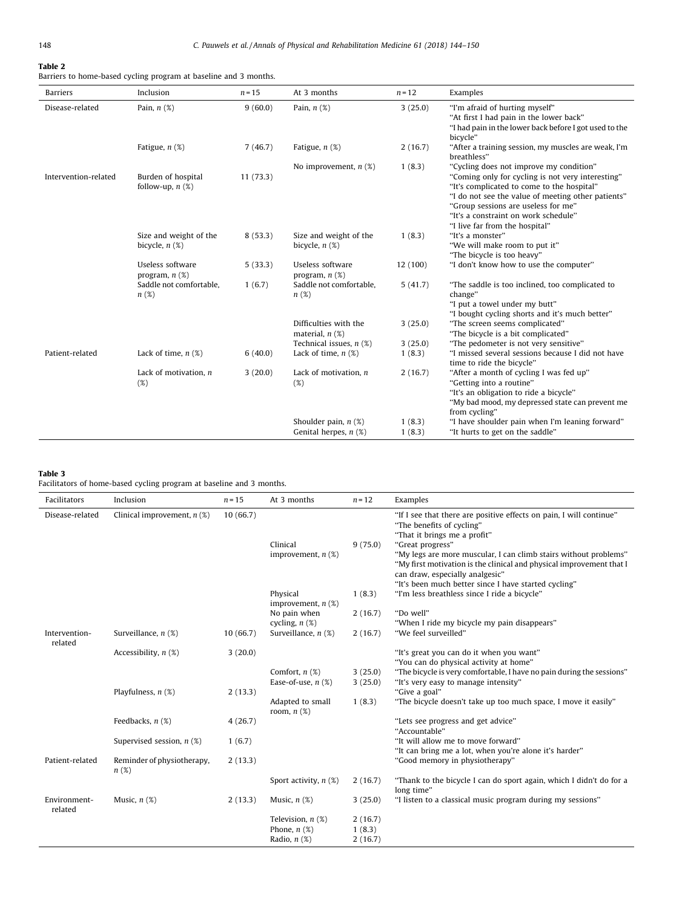**Table 2**
Barriers to home-based cycling program at baseline and 3 months.

| Barriers | Inclusion | n = 15 | At 3 months | n = 12 | Examples |
|---|---|---|---|---|---|
| Disease-related | Pain, n (%) | 9 (60.0) | Pain, n (%) | 3 (25.0) | "I'm afraid of hurting myself"<br>"At first I had pain in the lower back"<br>"I had pain in the lower back before I got used to the bicycle" |
| | Fatigue, n (%) | 7 (46.7) | Fatigue, n (%) | 2 (16.7) | "After a training session, my muscles are weak, I'm breathless" |
| | | | No improvement, n (%) | 1 (8.3) | "Cycling does not improve my condition" |
| Intervention-related | Burden of hospital follow-up, n (%) | 11 (73.3) | | | "Coming only for cycling is not very interesting"<br>"It's complicated to come to the hospital"<br>"I do not see the value of meeting other patients"<br>"Group sessions are useless for me"<br>"It's a constraint on work schedule"<br>"I live far from the hospital" |
| | Size and weight of the bicycle, n (%) | 8 (53.3) | Size and weight of the bicycle, n (%) | 1 (8.3) | "It's a monster"<br>"We will make room to put it"<br>"The bicycle is too heavy" |
| | Useless software program, n (%) | 5 (33.3) | Useless software program, n (%) | 12 (100) | "I don't know how to use the computer" |
| | Saddle not comfortable, n (%) | 1 (6.7) | Saddle not comfortable, n (%) | 5 (41.7) | "The saddle is too inclined, too complicated to change"<br>"I put a towel under my butt"<br>"I bought cycling shorts and it's much better" |
| | | | Difficulties with the material, n (%) | 3 (25.0) | "The screen seems complicated"<br>"The bicycle is a bit complicated" |
| | | | Technical issues, n (%) | 3 (25.0) | "The pedometer is not very sensitive" |
| Patient-related | Lack of time, n (%) | 6 (40.0) | Lack of time, n (%) | 1 (8.3) | "I missed several sessions because I did not have time to ride the bicycle" |
| | Lack of motivation, n (%) | 3 (20.0) | Lack of motivation, n (%) | 2 (16.7) | "After a month of cycling I was fed up"<br>"Getting into a routine"<br>"It's an obligation to ride a bicycle"<br>"My bad mood, my depressed state can prevent me from cycling" |
| | | | Shoulder pain, n (%) | 1 (8.3) | "I have shoulder pain when I'm leaning forward" |
| | | | Genital herpes, n (%) | 1 (8.3) | "It hurts to get on the saddle" |

**Table 3**
Facilitators of home-based cycling program at baseline and 3 months.

| Facilitators | Inclusion | n = 15 | At 3 months | n = 12 | Examples |
|---|---|---|---|---|---|
| Disease-related | Clinical improvement, n (%) | 10 (66.7) | | | "If I see that there are positive effects on pain, I will continue"<br>"The benefits of cycling"<br>"That it brings me a profit" |
| | | | Clinical improvement, n (%) | 9 (75.0) | "Great progress"<br>"My legs are more muscular, I can climb stairs without problems"<br>"My first motivation is the clinical and physical improvement that I can draw, especially analgesic"<br>"It's been much better since I have started cycling" |
| | | | Physical improvement, n (%) | 1 (8.3) | "I'm less breathless since I ride a bicycle" |
| | | | No pain when cycling, n (%) | 2 (16.7) | "Do well"<br>"When I ride my bicycle my pain disappears" |
| Intervention-related | Surveillance, n (%) | 10 (66.7) | Surveillance, n (%) | 2 (16.7) | "We feel surveilled" |
| | Accessibility, n (%) | 3 (20.0) | | | "It's great you can do it when you want"<br>"You can do physical activity at home" |
| | | | Comfort, n (%) | 3 (25.0) | "The bicycle is very comfortable, I have no pain during the sessions" |
| | | | Ease-of-use, n (%) | 3 (25.0) | "It's very easy to manage intensity" |
| | Playfulness, n (%) | 2 (13.3) | | | "Give a goal" |
| | | | Adapted to small room, n (%) | 1 (8.3) | "The bicycle doesn't take up too much space, I move it easily" |
| | Feedbacks, n (%) | 4 (26.7) | | | "Lets see progress and get advice"<br>"Accountable" |
| | Supervised session, n (%) | 1 (6.7) | | | "It will allow me to move forward"<br>"It can bring me a lot, when you're alone it's harder" |
| Patient-related | Reminder of physiotherapy, n (%) | 2 (13.3) | | | "Good memory in physiotherapy" |
| | | | Sport activity, n (%) | 2 (16.7) | "Thank to the bicycle I can do sport again, which I didn't do for a long time" |
| Environment-related | Music, n (%) | 2 (13.3) | Music, n (%) | 3 (25.0) | "I listen to a classical music program during my sessions" |
| | | | Television, n (%) | 2 (16.7) | |
| | | | Phone, n (%) | 1 (8.3) | |
| | | | Radio, n (%) | 2 (16.7) | |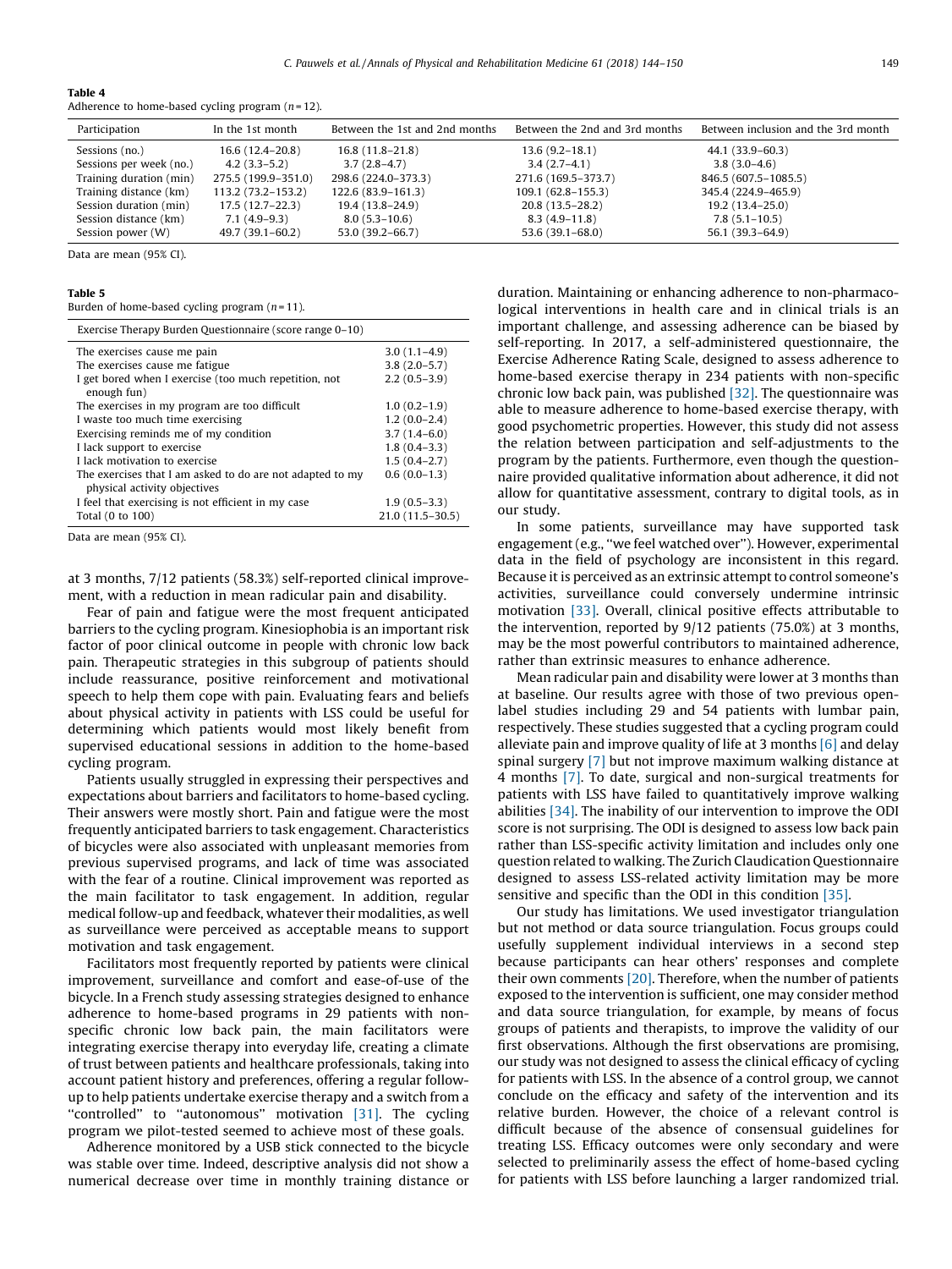**Table 4**
Adherence to home-based cycling program ($n = 12$).

| Participation | In the 1st month | Between the 1st and 2nd months | Between the 2nd and 3rd months | Between inclusion and the 3rd month |
|---|---|---|---|---|
| Sessions (no.) | 16.6 (12.4–20.8) | 16.8 (11.8–21.8) | 13.6 (9.2–18.1) | 44.1 (33.9–60.3) |
| Sessions per week (no.) | 4.2 (3.3–5.2) | 3.7 (2.8–4.7) | 3.4 (2.7–4.1) | 3.8 (3.0–4.6) |
| Training duration (min) | 275.5 (199.9–351.0) | 298.6 (224.0–373.3) | 271.6 (169.5–373.7) | 846.5 (607.5–1085.5) |
| Training distance (km) | 113.2 (73.2–153.2) | 122.6 (83.9–161.3) | 109.1 (62.8–155.3) | 345.4 (224.9–465.9) |
| Session duration (min) | 17.5 (12.7–22.3) | 19.4 (13.8–24.9) | 20.8 (13.5–28.2) | 19.2 (13.4–25.0) |
| Session distance (km) | 7.1 (4.9–9.3) | 8.0 (5.3–10.6) | 8.3 (4.9–11.8) | 7.8 (5.1–10.5) |
| Session power (W) | 49.7 (39.1–60.2) | 53.0 (39.2–66.7) | 53.6 (39.1–68.0) | 56.1 (39.3–64.9) |

Data are mean (95% CI).

**Table 5**
Burden of home-based cycling program ($n = 11$).

| Exercise Therapy Burden Questionnaire (score range 0–10) | |
|---|---|
| The exercises cause me pain | 3.0 (1.1–4.9) |
| The exercises cause me fatigue | 3.8 (2.0–5.7) |
| I get bored when I exercise (too much repetition, not enough fun) | 2.2 (0.5–3.9) |
| The exercises in my program are too difficult | 1.0 (0.2–1.9) |
| I waste too much time exercising | 1.2 (0.0–2.4) |
| Exercising reminds me of my condition | 3.7 (1.4–6.0) |
| I lack support to exercise | 1.8 (0.4–3.3) |
| I lack motivation to exercise | 1.5 (0.4–2.7) |
| The exercises that I am asked to do are not adapted to my physical activity objectives | 0.6 (0.0–1.3) |
| I feel that exercising is not efficient in my case | 1.9 (0.5–3.3) |
| Total (0 to 100) | 21.0 (11.5–30.5) |

Data are mean (95% CI).

at 3 months, 7/12 patients (58.3%) self-reported clinical improvement, with a reduction in mean radicular pain and disability.

Fear of pain and fatigue were the most frequent anticipated barriers to the cycling program. Kinesiophobia is an important risk factor of poor clinical outcome in people with chronic low back pain. Therapeutic strategies in this subgroup of patients should include reassurance, positive reinforcement and motivational speech to help them cope with pain. Evaluating fears and beliefs about physical activity in patients with LSS could be useful for determining which patients would most likely benefit from supervised educational sessions in addition to the home-based cycling program.

Patients usually struggled in expressing their perspectives and expectations about barriers and facilitators to home-based cycling. Their answers were mostly short. Pain and fatigue were the most frequently anticipated barriers to task engagement. Characteristics of bicycles were also associated with unpleasant memories from previous supervised programs, and lack of time was associated with the fear of a routine. Clinical improvement was reported as the main facilitator to task engagement. In addition, regular medical follow-up and feedback, whatever their modalities, as well as surveillance were perceived as acceptable means to support motivation and task engagement.

Facilitators most frequently reported by patients were clinical improvement, surveillance and comfort and ease-of-use of the bicycle. In a French study assessing strategies designed to enhance adherence to home-based programs in 29 patients with non-specific chronic low back pain, the main facilitators were integrating exercise therapy into everyday life, creating a climate of trust between patients and healthcare professionals, taking into account patient history and preferences, offering a regular follow-up to help patients undertake exercise therapy and a switch from a "controlled" to "autonomous" motivation [31]. The cycling program we pilot-tested seemed to achieve most of these goals.

Adherence monitored by a USB stick connected to the bicycle was stable over time. Indeed, descriptive analysis did not show a numerical decrease over time in monthly training distance or duration. Maintaining or enhancing adherence to non-pharmacological interventions in health care and in clinical trials is an important challenge, and assessing adherence can be biased by self-reporting. In 2017, a self-administered questionnaire, the Exercise Adherence Rating Scale, designed to assess adherence to home-based exercise therapy in 234 patients with non-specific chronic low back pain, was published [32]. The questionnaire was able to measure adherence to home-based exercise therapy, with good psychometric properties. However, this study did not assess the relation between participation and self-adjustments to the program by the patients. Furthermore, even though the questionnaire provided qualitative information about adherence, it did not allow for quantitative assessment, contrary to digital tools, as in our study.

In some patients, surveillance may have supported task engagement (e.g., "we feel watched over"). However, experimental data in the field of psychology are inconsistent in this regard. Because it is perceived as an extrinsic attempt to control someone's activities, surveillance could conversely undermine intrinsic motivation [33]. Overall, clinical positive effects attributable to the intervention, reported by 9/12 patients (75.0%) at 3 months, may be the most powerful contributors to maintained adherence, rather than extrinsic measures to enhance adherence.

Mean radicular pain and disability were lower at 3 months than at baseline. Our results agree with those of two previous open-label studies including 29 and 54 patients with lumbar pain, respectively. These studies suggested that a cycling program could alleviate pain and improve quality of life at 3 months [6] and delay spinal surgery [7] but not improve maximum walking distance at 4 months [7]. To date, surgical and non-surgical treatments for patients with LSS have failed to quantitatively improve walking abilities [34]. The inability of our intervention to improve the ODI score is not surprising. The ODI is designed to assess low back pain rather than LSS-specific activity limitation and includes only one question related to walking. The Zurich Claudication Questionnaire designed to assess LSS-related activity limitation may be more sensitive and specific than the ODI in this condition [35].

Our study has limitations. We used investigator triangulation but not method or data source triangulation. Focus groups could usefully supplement individual interviews in a second step because participants can hear others' responses and complete their own comments [20]. Therefore, when the number of patients exposed to the intervention is sufficient, one may consider method and data source triangulation, for example, by means of focus groups of patients and therapists, to improve the validity of our first observations. Although the first observations are promising, our study was not designed to assess the clinical efficacy of cycling for patients with LSS. In the absence of a control group, we cannot conclude on the efficacy and safety of the intervention and its relative burden. However, the choice of a relevant control is difficult because of the absence of consensual guidelines for treating LSS. Efficacy outcomes were only secondary and were selected to preliminarily assess the effect of home-based cycling for patients with LSS before launching a larger randomized trial.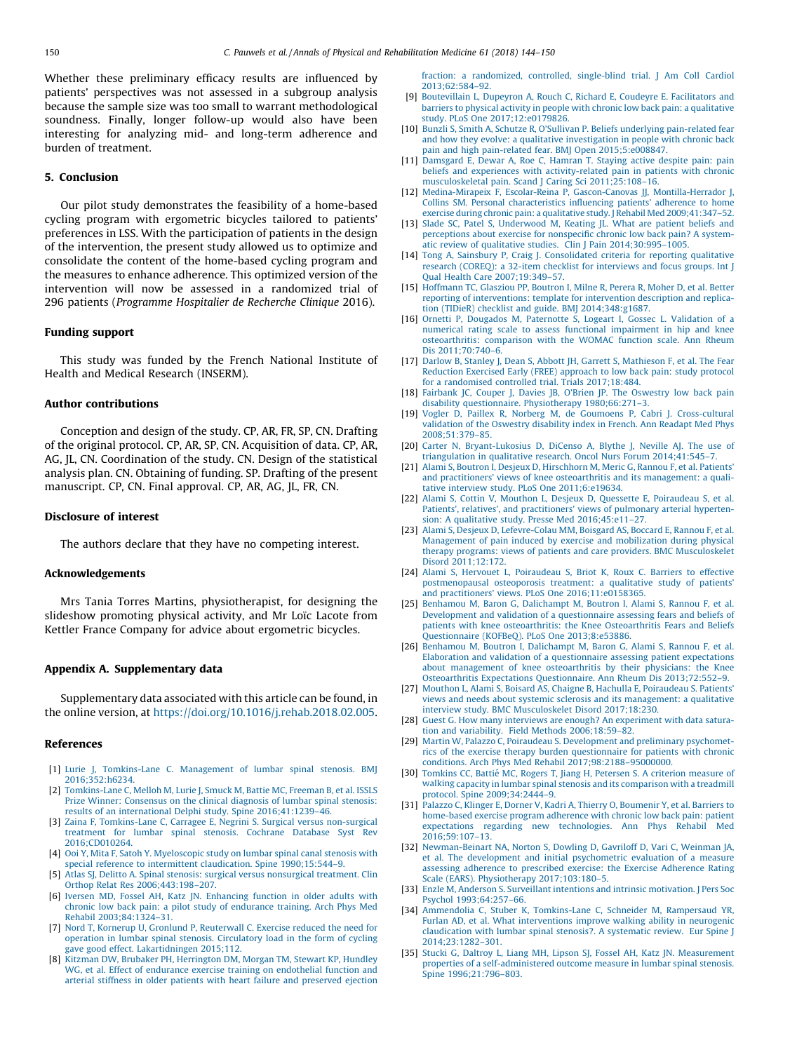Whether these preliminary efficacy results are influenced by patients' perspectives was not assessed in a subgroup analysis because the sample size was too small to warrant methodological soundness. Finally, longer follow-up would also have been interesting for analyzing mid- and long-term adherence and burden of treatment.

## 5. Conclusion

Our pilot study demonstrates the feasibility of a home-based cycling program with ergometric bicycles tailored to patients' preferences in LSS. With the participation of patients in the design of the intervention, the present study allowed us to optimize and consolidate the content of the home-based cycling program and the measures to enhance adherence. This optimized version of the intervention will now be assessed in a randomized trial of 296 patients (*Programme Hospitalier de Recherche Clinique* 2016).

## Funding support

This study was funded by the French National Institute of Health and Medical Research (INSERM).

## Author contributions

Conception and design of the study. CP, AR, FR, SP, CN. Drafting of the original protocol. CP, AR, SP, CN. Acquisition of data. CP, AR, AG, JL, CN. Coordination of the study. CN. Design of the statistical analysis plan. CN. Obtaining of funding. SP. Drafting of the present manuscript. CP, CN. Final approval. CP, AR, AG, JL, FR, CN.

## Disclosure of interest

The authors declare that they have no competing interest.

## Acknowledgements

Mrs Tania Torres Martins, physiotherapist, for designing the slideshow promoting physical activity, and Mr Loïc Lacote from Kettler France Company for advice about ergometric bicycles.

## Appendix A. Supplementary data

Supplementary data associated with this article can be found, in the online version, at https://doi.org/10.1016/j.rehab.2018.02.005.

## References

[1] Lurie J, Tomkins-Lane C. Management of lumbar spinal stenosis. BMJ 2016;352:h6234.

[2] Tomkins-Lane C, Melloh M, Lurie J, Smuck M, Battie MC, Freeman B, et al. ISSLS Prize Winner: Consensus on the clinical diagnosis of lumbar spinal stenosis: results of an international Delphi study. Spine 2016;41:1239–46.

[3] Zaina F, Tomkins-Lane C, Carragee E, Negrini S. Surgical versus non-surgical treatment for lumbar spinal stenosis. Cochrane Database Syst Rev 2016;CD010264.

[4] Ooi Y, Mita F, Satoh Y. Myeloscopic study on lumbar spinal canal stenosis with special reference to intermittent claudication. Spine 1990;15:544–9.

[5] Atlas SJ, Delitto A. Spinal stenosis: surgical versus nonsurgical treatment. Clin Orthop Relat Res 2006;443:198–207.

[6] Iversen MD, Fossel AH, Katz JN. Enhancing function in older adults with chronic low back pain: a pilot study of endurance training. Arch Phys Med Rehabil 2003;84:1324–31.

[7] Nord T, Kornerup U, Gronlund P, Reuterwall C. Exercise reduced the need for operation in lumbar spinal stenosis. Circulatory load in the form of cycling gave good effect. Lakartidningen 2015;112.

[8] Kitzman DW, Brubaker PH, Herrington DM, Morgan TM, Stewart KP, Hundley WG, et al. Effect of endurance exercise training on endothelial function and arterial stiffness in older patients with heart failure and preserved ejection fraction: a randomized, controlled, single-blind trial. J Am Coll Cardiol 2013;62:584–92.

[9] Boutevillain L, Dupeyron A, Rouch C, Richard E, Coudeyre E. Facilitators and barriers to physical activity in people with chronic low back pain: a qualitative study. PLoS One 2017;12:e0179826.

[10] Bunzli S, Smith A, Schutze R, O'Sullivan P. Beliefs underlying pain-related fear and how they evolve: a qualitative investigation in people with chronic back pain and high pain-related fear. BMJ Open 2015;5:e008847.

[11] Damsgard E, Dewar A, Roe C, Hamran T. Staying active despite pain: pain beliefs and experiences with activity-related pain in patients with chronic musculoskeletal pain. Scand J Caring Sci 2011;25:108–16.

[12] Medina-Mirapeix F, Escolar-Reina P, Gascon-Canovas JJ, Montilla-Herrador J, Collins SM. Personal characteristics influencing patients' adherence to home exercise during chronic pain: a qualitative study. J Rehabil Med 2009;41:347–52.

[13] Slade SC, Patel S, Underwood M, Keating JL. What are patient beliefs and perceptions about exercise for nonspecific chronic low back pain? A systematic review of qualitative studies. Clin J Pain 2014;30:995–1005.

[14] Tong A, Sainsbury P, Craig J. Consolidated criteria for reporting qualitative research (COREQ): a 32-item checklist for interviews and focus groups. Int J Qual Health Care 2007;19:349–57.

[15] Hoffmann TC, Glasziou PP, Boutron I, Milne R, Perera R, Moher D, et al. Better reporting of interventions: template for intervention description and replication (TIDieR) checklist and guide. BMJ 2014;348:g1687.

[16] Ornetti P, Dougados M, Paternotte S, Logeart I, Gossec L. Validation of a numerical rating scale to assess functional impairment in hip and knee osteoarthritis: comparison with the WOMAC function scale. Ann Rheum Dis 2011;70:740–6.

[17] Darlow B, Stanley J, Dean S, Abbott JH, Garrett S, Mathieson F, et al. The Fear Reduction Exercised Early (FREE) approach to low back pain: study protocol for a randomised controlled trial. Trials 2017;18:484.

[18] Fairbank JC, Couper J, Davies JB, O'Brien JP. The Oswestry low back pain disability questionnaire. Physiotherapy 1980;66:271–3.

[19] Vogler D, Paillex R, Norberg M, de Goumoens P, Cabri J. Cross-cultural validation of the Oswestry disability index in French. Ann Readapt Med Phys 2008;51:379–85.

[20] Carter N, Bryant-Lukosius D, DiCenso A, Blythe J, Neville AJ. The use of triangulation in qualitative research. Oncol Nurs Forum 2014;41:545–7.

[21] Alami S, Boutron I, Desjeux D, Hirschhorn M, Meric G, Rannou F, et al. Patients' and practitioners' views of knee osteoarthritis and its management: a qualitative interview study. PLoS One 2011;6:e19634.

[22] Alami S, Cottin V, Mouthon L, Desjeux D, Quessette E, Poiraudeau S, et al. Patients', relatives', and practitioners' views of pulmonary arterial hypertension: A qualitative study. Presse Med 2016;45:e11–27.

[23] Alami S, Desjeux D, Lefevre-Colau MM, Boisgard AS, Boccard E, Rannou F, et al. Management of pain induced by exercise and mobilization during physical therapy programs: views of patients and care providers. BMC Musculoskelet Disord 2011;12:172.

[24] Alami S, Hervouet L, Poiraudeau S, Briot K, Roux C. Barriers to effective postmenopausal osteoporosis treatment: a qualitative study of patients' and practitioners' views. PLoS One 2016;11:e0158365.

[25] Benhamou M, Baron G, Dalichampt M, Boutron I, Alami S, Rannou F, et al. Development and validation of a questionnaire assessing fears and beliefs of patients with knee osteoarthritis: the Knee Osteoarthritis Fears and Beliefs Questionnaire (KOFBeQ). PLoS One 2013;8:e53886.

[26] Benhamou M, Boutron I, Dalichampt M, Baron G, Alami S, Rannou F, et al. Elaboration and validation of a questionnaire assessing patient expectations about management of knee osteoarthritis by their physicians: the Knee Osteoarthritis Expectations Questionnaire. Ann Rheum Dis 2013;72:552–9.

[27] Mouthon L, Alami S, Boisard AS, Chaigne B, Hachulla E, Poiraudeau S. Patients' views and needs about systemic sclerosis and its management: a qualitative interview study. BMC Musculoskelet Disord 2017;18:230.

[28] Guest G. How many interviews are enough? An experiment with data saturation and variability. Field Methods 2006;18:59–82.

[29] Martin W, Palazzo C, Poiraudeau S. Development and preliminary psychometrics of the exercise therapy burden questionnaire for patients with chronic conditions. Arch Phys Med Rehabil 2017;98:2188–95000000.

[30] Tomkins CC, Battié MC, Rogers T, Jiang H, Petersen S. A criterion measure of walking capacity in lumbar spinal stenosis and its comparison with a treadmill protocol. Spine 2009;34:2444–9.

[31] Palazzo C, Klinger E, Dorner V, Kadri A, Thierry O, Boumenir Y, et al. Barriers to home-based exercise program adherence with chronic low back pain: patient expectations regarding new technologies. Ann Phys Rehabil Med 2016;59:107–13.

[32] Newman-Beinart NA, Norton S, Dowling D, Gavriloff D, Vari C, Weinman JA, et al. The development and initial psychometric evaluation of a measure assessing adherence to prescribed exercise: the Exercise Adherence Rating Scale (EARS). Physiotherapy 2017;103:180–5.

[33] Enzle M, Anderson S. Surveillant intentions and intrinsic motivation. J Pers Soc Psychol 1993;64:257–66.

[34] Ammendolia C, Stuber K, Tomkins-Lane C, Schneider M, Rampersaud YR, Furlan AD, et al. What interventions improve walking ability in neurogenic claudication with lumbar spinal stenosis?. A systematic review. Eur Spine J 2014;23:1282–301.

[35] Stucki G, Daltroy L, Liang MH, Lipson SJ, Fossel AH, Katz JN. Measurement properties of a self-administered outcome measure in lumbar spinal stenosis. Spine 1996;21:796–803.